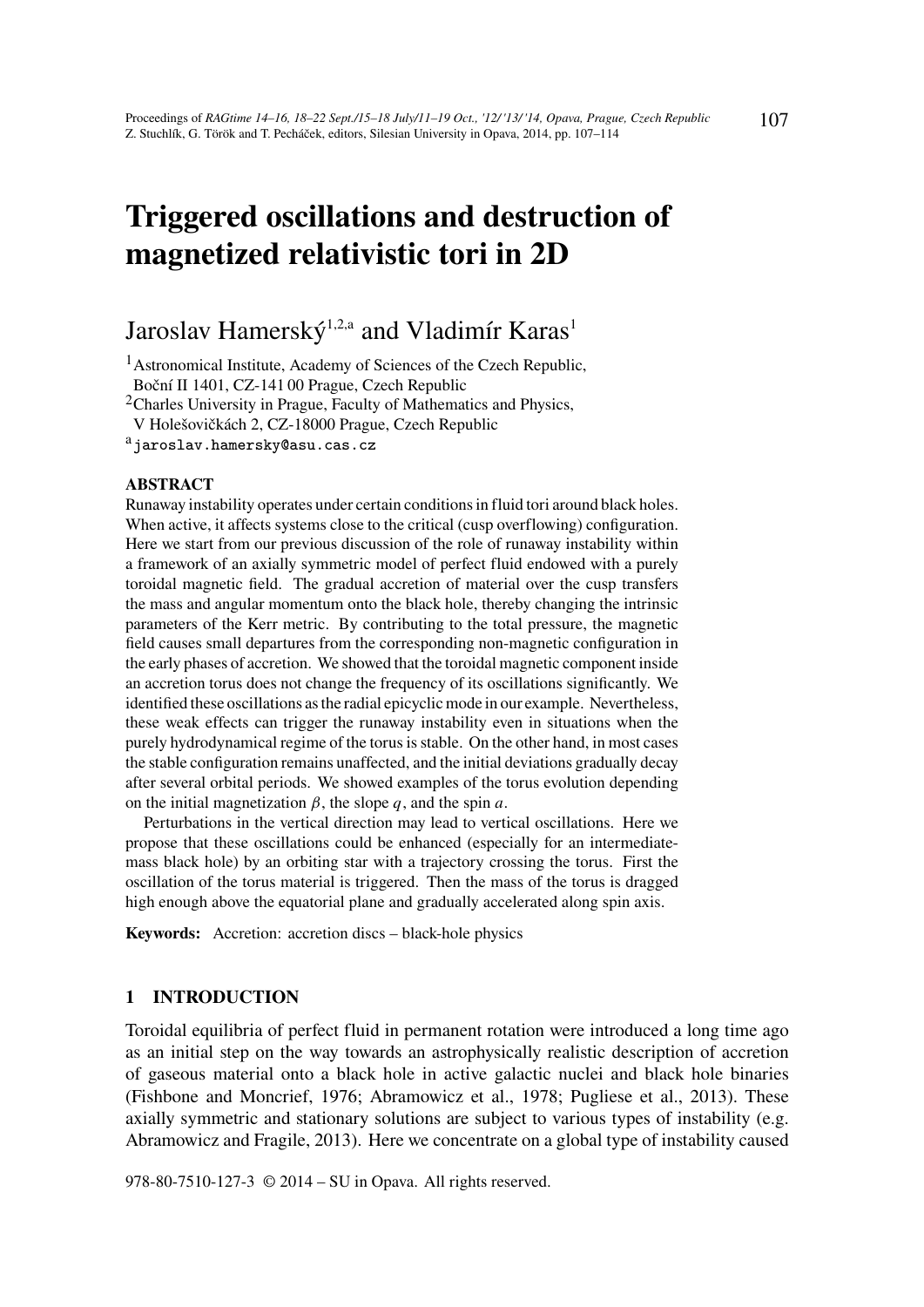# Triggered oscillations and destruction of magnetized relativistic tori in 2D

Jaroslav Hamerský[1,2,a] and Vladimír Karas[1]

[1]Astronomical Institute, Academy of Sciences of the Czech Republic, Boční II 1401, CZ-141 00 Prague, Czech Republic

[2]Charles University in Prague, Faculty of Mathematics and Physics, V Holešovičkách 2, CZ-18000 Prague, Czech Republic

[a]jaroslav.hamersky@asu.cas.cz

### ABSTRACT

Runaway instability operates under certain conditions in fluid tori around black holes. When active, it affects systems close to the critical (cusp overflowing) configuration. Here we start from our previous discussion of the role of runaway instability within a framework of an axially symmetric model of perfect fluid endowed with a purely toroidal magnetic field. The gradual accretion of material over the cusp transfers the mass and angular momentum onto the black hole, thereby changing the intrinsic parameters of the Kerr metric. By contributing to the total pressure, the magnetic field causes small departures from the corresponding non-magnetic configuration in the early phases of accretion. We showed that the toroidal magnetic component inside an accretion torus does not change the frequency of its oscillations significantly. We identified these oscillations as the radial epicyclic mode in our example. Nevertheless, these weak effects can trigger the runaway instability even in situations when the purely hydrodynamical regime of the torus is stable. On the other hand, in most cases the stable configuration remains unaffected, and the initial deviations gradually decay after several orbital periods. We showed examples of the torus evolution depending on the initial magnetization $\beta$, the slope $q$, and the spin $a$.

Perturbations in the vertical direction may lead to vertical oscillations. Here we propose that these oscillations could be enhanced (especially for an intermediate-mass black hole) by an orbiting star with a trajectory crossing the torus. First the oscillation of the torus material is triggered. Then the mass of the torus is dragged high enough above the equatorial plane and gradually accelerated along spin axis.

**Keywords:** Accretion: accretion discs – black-hole physics

## 1 INTRODUCTION

Toroidal equilibria of perfect fluid in permanent rotation were introduced a long time ago as an initial step on the way towards an astrophysically realistic description of accretion of gaseous material onto a black hole in active galactic nuclei and black hole binaries (Fishbone and Moncrief, 1976; Abramowicz et al., 1978; Pugliese et al., 2013). These axially symmetric and stationary solutions are subject to various types of instability (e.g. Abramowicz and Fragile, 2013). Here we concentrate on a global type of instability caused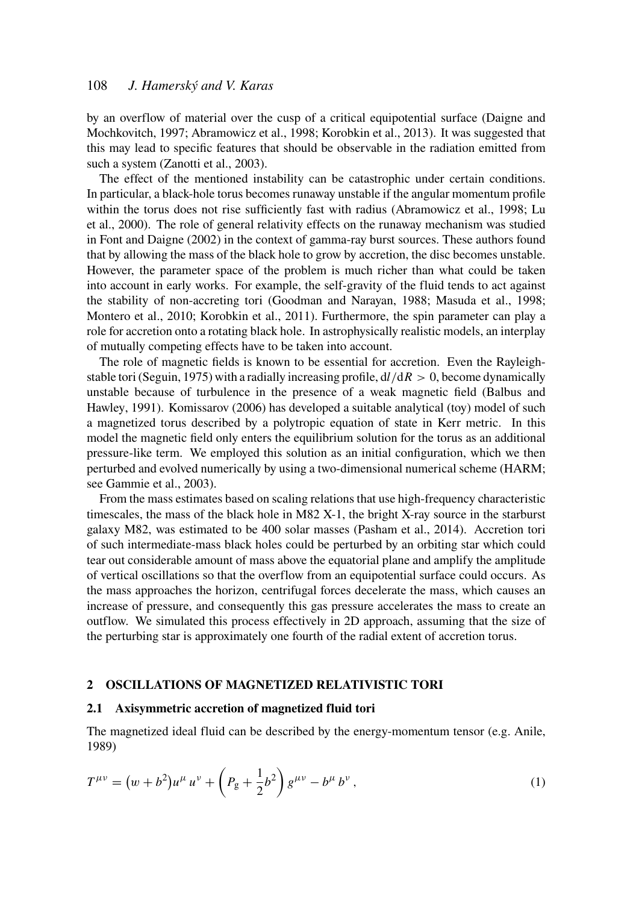by an overflow of material over the cusp of a critical equipotential surface (Daigne and Mochkovitch, 1997; Abramowicz et al., 1998; Korobkin et al., 2013). It was suggested that this may lead to specific features that should be observable in the radiation emitted from such a system (Zanotti et al., 2003).

The effect of the mentioned instability can be catastrophic under certain conditions. In particular, a black-hole torus becomes runaway unstable if the angular momentum profile within the torus does not rise sufficiently fast with radius (Abramowicz et al., 1998; Lu et al., 2000). The role of general relativity effects on the runaway mechanism was studied in Font and Daigne (2002) in the context of gamma-ray burst sources. These authors found that by allowing the mass of the black hole to grow by accretion, the disc becomes unstable. However, the parameter space of the problem is much richer than what could be taken into account in early works. For example, the self-gravity of the fluid tends to act against the stability of non-accreting tori (Goodman and Narayan, 1988; Masuda et al., 1998; Montero et al., 2010; Korobkin et al., 2011). Furthermore, the spin parameter can play a role for accretion onto a rotating black hole. In astrophysically realistic models, an interplay of mutually competing effects have to be taken into account.

The role of magnetic fields is known to be essential for accretion. Even the Rayleigh-stable tori (Seguin, 1975) with a radially increasing profile, $\mathrm{d}l/\mathrm{d}R > 0$, become dynamically unstable because of turbulence in the presence of a weak magnetic field (Balbus and Hawley, 1991). Komissarov (2006) has developed a suitable analytical (toy) model of such a magnetized torus described by a polytropic equation of state in Kerr metric. In this model the magnetic field only enters the equilibrium solution for the torus as an additional pressure-like term. We employed this solution as an initial configuration, which we then perturbed and evolved numerically by using a two-dimensional numerical scheme (HARM; see Gammie et al., 2003).

From the mass estimates based on scaling relations that use high-frequency characteristic timescales, the mass of the black hole in M82 X-1, the bright X-ray source in the starburst galaxy M82, was estimated to be 400 solar masses (Pasham et al., 2014). Accretion tori of such intermediate-mass black holes could be perturbed by an orbiting star which could tear out considerable amount of mass above the equatorial plane and amplify the amplitude of vertical oscillations so that the overflow from an equipotential surface could occurs. As the mass approaches the horizon, centrifugal forces decelerate the mass, which causes an increase of pressure, and consequently this gas pressure accelerates the mass to create an outflow. We simulated this process effectively in 2D approach, assuming that the size of the perturbing star is approximately one fourth of the radial extent of accretion torus.

## 2 OSCILLATIONS OF MAGNETIZED RELATIVISTIC TORI

### 2.1 Axisymmetric accretion of magnetized fluid tori

The magnetized ideal fluid can be described by the energy-momentum tensor (e.g. Anile, 1989)

$$T^{\mu\nu} = \left(w + b^2\right) u^{\mu} u^{\nu} + \left(P_{\mathrm{g}} + \frac{1}{2} b^2\right) g^{\mu\nu} - b^{\mu} b^{\nu} , \tag{1}$$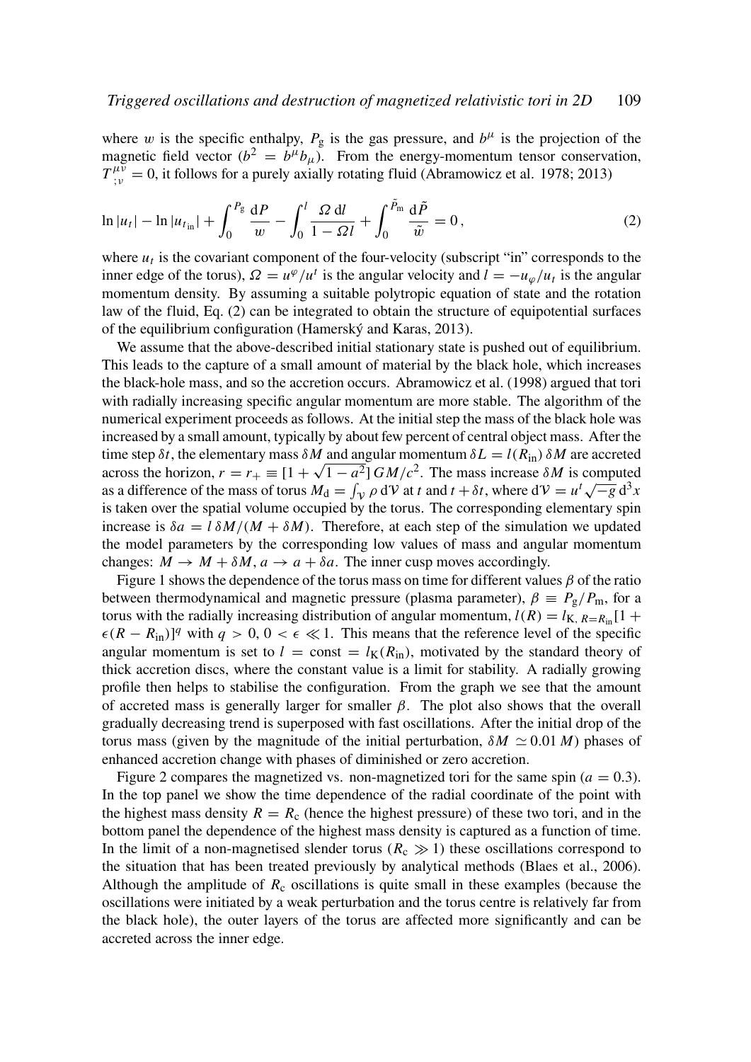where $w$ is the specific enthalpy, $P_g$ is the gas pressure, and $b^\mu$ is the projection of the magnetic field vector ($b^2 = b^\mu b_\mu$). From the energy-momentum tensor conservation, $T^{\mu\nu}_{\ ;\nu} = 0$, it follows for a purely axially rotating fluid (Abramowicz et al. 1978; 2013)

$$\ln|u_t| - \ln|u_{t_{\rm in}}| + \int_0^{P_{\rm g}} \frac{{\rm d}P}{w} - \int_0^l \frac{\Omega\,{\rm d}l}{1-\Omega l} + \int_0^{\tilde{P}_{\rm m}} \frac{{\rm d}\tilde{P}}{\tilde{w}} = 0\,, \tag{2}$$

where $u_t$ is the covariant component of the four-velocity (subscript "in" corresponds to the inner edge of the torus), $\Omega = u^\varphi/u^t$ is the angular velocity and $l = -u_\varphi/u_t$ is the angular momentum density. By assuming a suitable polytropic equation of state and the rotation law of the fluid, Eq. (2) can be integrated to obtain the structure of equipotential surfaces of the equilibrium configuration (Hamerský and Karas, 2013).

We assume that the above-described initial stationary state is pushed out of equilibrium. This leads to the capture of a small amount of material by the black hole, which increases the black-hole mass, and so the accretion occurs. Abramowicz et al. (1998) argued that tori with radially increasing specific angular momentum are more stable. The algorithm of the numerical experiment proceeds as follows. At the initial step the mass of the black hole was increased by a small amount, typically by about few percent of central object mass. After the time step $\delta t$, the elementary mass $\delta M$ and angular momentum $\delta L = l(R_{\rm in})\,\delta M$ are accreted across the horizon, $r = r_+ \equiv [1+\sqrt{1-a^2}]\,GM/c^2$. The mass increase $\delta M$ is computed as a difference of the mass of torus $M_{\rm d} = \int_{\mathcal{V}} \rho\,{\rm d}\mathcal{V}$ at $t$ and $t+\delta t$, where ${\rm d}\mathcal{V} = u^t\sqrt{-g}\,{\rm d}^3x$ is taken over the spatial volume occupied by the torus. The corresponding elementary spin increase is $\delta a = l\,\delta M/(M+\delta M)$. Therefore, at each step of the simulation we updated the model parameters by the corresponding low values of mass and angular momentum changes: $M \to M + \delta M$, $a \to a + \delta a$. The inner cusp moves accordingly.

Figure 1 shows the dependence of the torus mass on time for different values $\beta$ of the ratio between thermodynamical and magnetic pressure (plasma parameter), $\beta \equiv P_{\rm g}/P_{\rm m}$, for a torus with the radially increasing distribution of angular momentum, $l(R) = l_{{\rm K},\,R=R_{\rm in}}[1 + \epsilon(R - R_{\rm in})]^q$ with $q > 0$, $0 < \epsilon \ll 1$. This means that the reference level of the specific angular momentum is set to $l = {\rm const} = l_{\rm K}(R_{\rm in})$, motivated by the standard theory of thick accretion discs, where the constant value is a limit for stability. A radially growing profile then helps to stabilise the configuration. From the graph we see that the amount of accreted mass is generally larger for smaller $\beta$. The plot also shows that the overall gradually decreasing trend is superposed with fast oscillations. After the initial drop of the torus mass (given by the magnitude of the initial perturbation, $\delta M \simeq 0.01\,M$) phases of enhanced accretion change with phases of diminished or zero accretion.

Figure 2 compares the magnetized vs. non-magnetized tori for the same spin ($a = 0.3$). In the top panel we show the time dependence of the radial coordinate of the point with the highest mass density $R = R_{\rm c}$ (hence the highest pressure) of these two tori, and in the bottom panel the dependence of the highest mass density is captured as a function of time. In the limit of a non-magnetised slender torus ($R_{\rm c} \gg 1$) these oscillations correspond to the situation that has been treated previously by analytical methods (Blaes et al., 2006). Although the amplitude of $R_{\rm c}$ oscillations is quite small in these examples (because the oscillations were initiated by a weak perturbation and the torus centre is relatively far from the black hole), the outer layers of the torus are affected more significantly and can be accreted across the inner edge.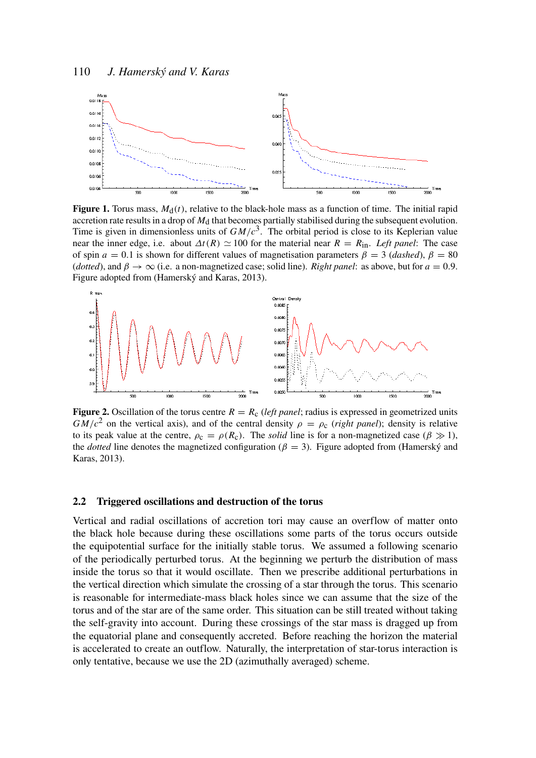**Figure 1.** Torus mass, $M_{\rm d}(t)$, relative to the black-hole mass as a function of time. The initial rapid accretion rate results in a drop of $M_{\rm d}$ that becomes partially stabilised during the subsequent evolution. Time is given in dimensionless units of $GM/c^3$. The orbital period is close to its Keplerian value near the inner edge, i.e. about $\Delta t(R) \simeq 100$ for the material near $R = R_{\rm in}$. *Left panel*: The case of spin $a = 0.1$ is shown for different values of magnetisation parameters $\beta = 3$ (*dashed*), $\beta = 80$ (*dotted*), and $\beta \to \infty$ (i.e. a non-magnetized case; solid line). *Right panel*: as above, but for $a = 0.9$. Figure adopted from (Hamerský and Karas, 2013).

**Figure 2.** Oscillation of the torus centre $R = R_{\rm c}$ (*left panel*; radius is expressed in geometrized units $GM/c^2$ on the vertical axis), and of the central density $\rho = \rho_{\rm c}$ (*right panel*); density is relative to its peak value at the centre, $\rho_{\rm c} = \rho(R_{\rm c})$. The *solid* line is for a non-magnetized case ($\beta \gg 1$), the *dotted* line denotes the magnetized configuration ($\beta = 3$). Figure adopted from (Hamerský and Karas, 2013).

### 2.2 Triggered oscillations and destruction of the torus

Vertical and radial oscillations of accretion tori may cause an overflow of matter onto the black hole because during these oscillations some parts of the torus occurs outside the equipotential surface for the initially stable torus. We assumed a following scenario of the periodically perturbed torus. At the beginning we perturb the distribution of mass inside the torus so that it would oscillate. Then we prescribe additional perturbations in the vertical direction which simulate the crossing of a star through the torus. This scenario is reasonable for intermediate-mass black holes since we can assume that the size of the torus and of the star are of the same order. This situation can be still treated without taking the self-gravity into account. During these crossings of the star mass is dragged up from the equatorial plane and consequently accreted. Before reaching the horizon the material is accelerated to create an outflow. Naturally, the interpretation of star-torus interaction is only tentative, because we use the 2D (azimuthally averaged) scheme.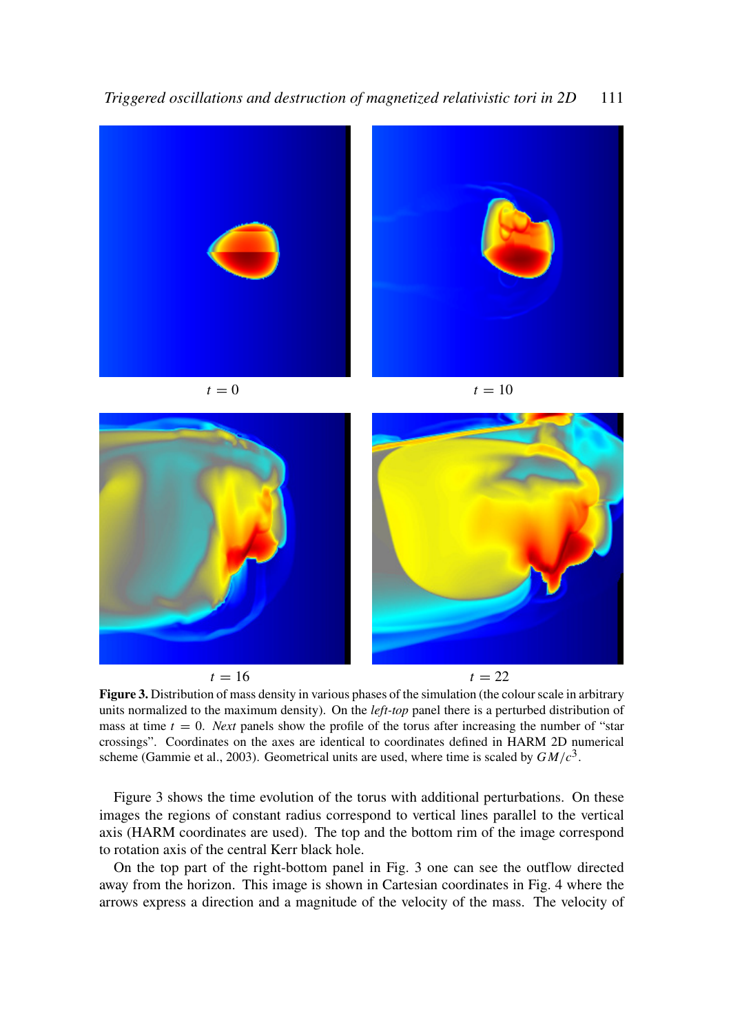$t = 0$ $t = 10$

$t = 16$ $t = 22$

**Figure 3.** Distribution of mass density in various phases of the simulation (the colour scale in arbitrary units normalized to the maximum density). On the *left-top* panel there is a perturbed distribution of mass at time $t = 0$. *Next* panels show the profile of the torus after increasing the number of "star crossings". Coordinates on the axes are identical to coordinates defined in HARM 2D numerical scheme (Gammie et al., 2003). Geometrical units are used, where time is scaled by $GM/c^3$.

Figure 3 shows the time evolution of the torus with additional perturbations. On these images the regions of constant radius correspond to vertical lines parallel to the vertical axis (HARM coordinates are used). The top and the bottom rim of the image correspond to rotation axis of the central Kerr black hole.

On the top part of the right-bottom panel in Fig. 3 one can see the outflow directed away from the horizon. This image is shown in Cartesian coordinates in Fig. 4 where the arrows express a direction and a magnitude of the velocity of the mass. The velocity of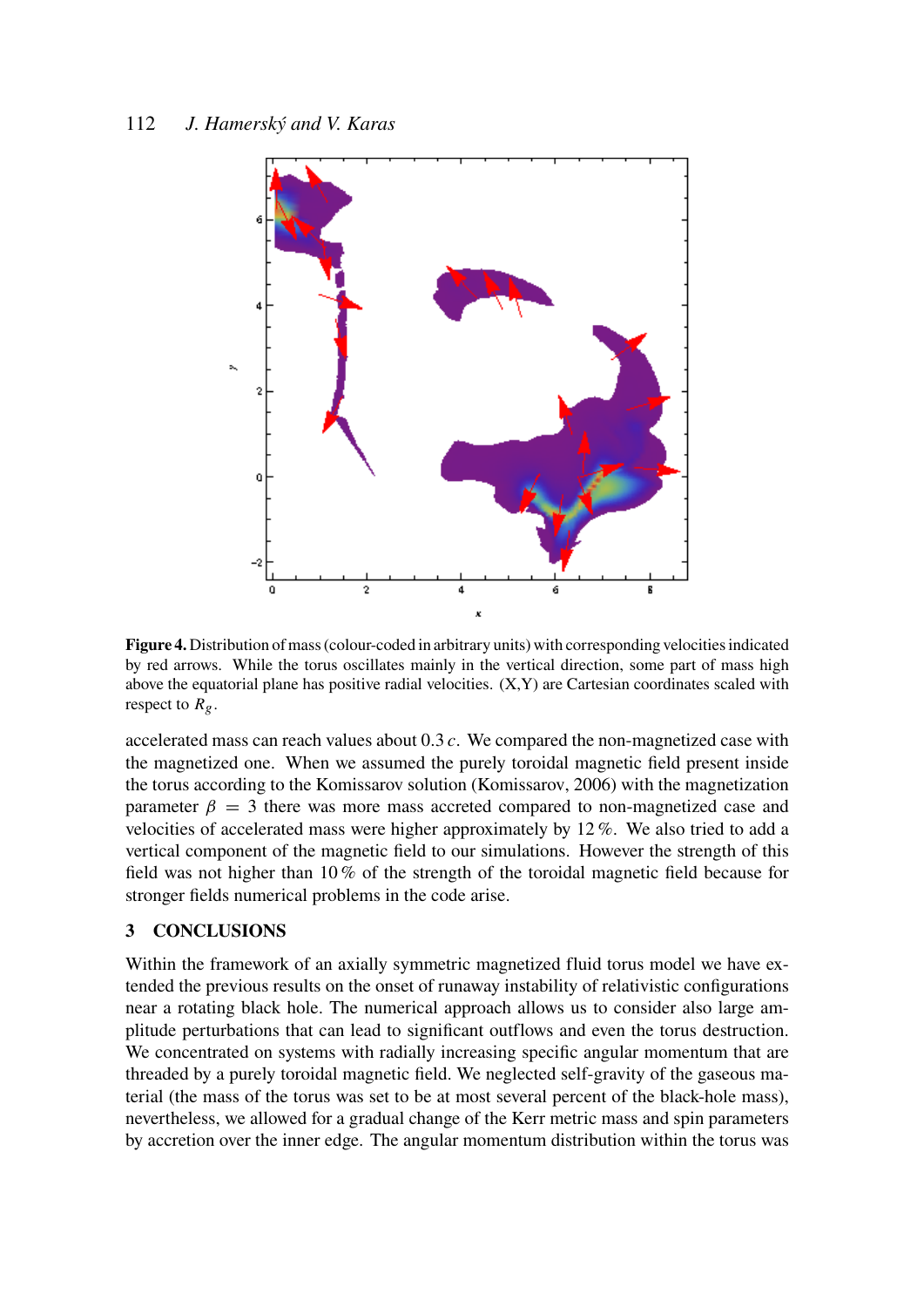**Figure 4.** Distribution of mass (colour-coded in arbitrary units) with corresponding velocities indicated by red arrows. While the torus oscillates mainly in the vertical direction, some part of mass high above the equatorial plane has positive radial velocities. (X,Y) are Cartesian coordinates scaled with respect to $R_g$.

accelerated mass can reach values about $0.3\,c$. We compared the non-magnetized case with the magnetized one. When we assumed the purely toroidal magnetic field present inside the torus according to the Komissarov solution (Komissarov, 2006) with the magnetization parameter $\beta = 3$ there was more mass accreted compared to non-magnetized case and velocities of accelerated mass were higher approximately by 12 %. We also tried to add a vertical component of the magnetic field to our simulations. However the strength of this field was not higher than 10 % of the strength of the toroidal magnetic field because for stronger fields numerical problems in the code arise.

## 3 CONCLUSIONS

Within the framework of an axially symmetric magnetized fluid torus model we have extended the previous results on the onset of runaway instability of relativistic configurations near a rotating black hole. The numerical approach allows us to consider also large amplitude perturbations that can lead to significant outflows and even the torus destruction. We concentrated on systems with radially increasing specific angular momentum that are threaded by a purely toroidal magnetic field. We neglected self-gravity of the gaseous material (the mass of the torus was set to be at most several percent of the black-hole mass), nevertheless, we allowed for a gradual change of the Kerr metric mass and spin parameters by accretion over the inner edge. The angular momentum distribution within the torus was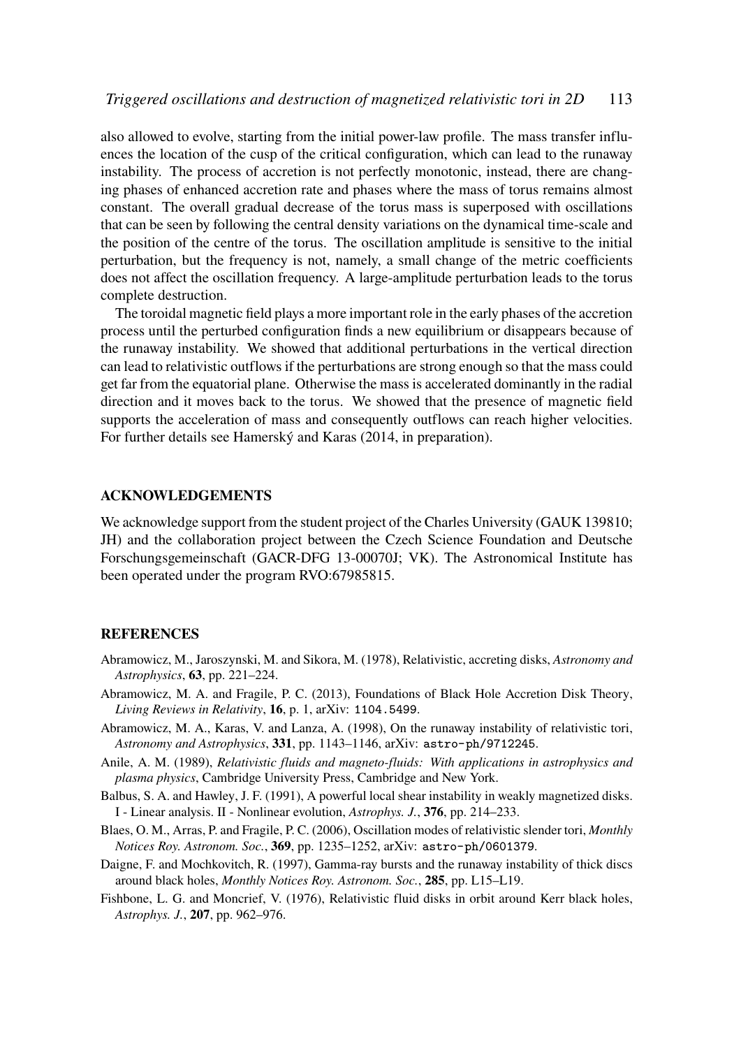also allowed to evolve, starting from the initial power-law profile. The mass transfer influences the location of the cusp of the critical configuration, which can lead to the runaway instability. The process of accretion is not perfectly monotonic, instead, there are changing phases of enhanced accretion rate and phases where the mass of torus remains almost constant. The overall gradual decrease of the torus mass is superposed with oscillations that can be seen by following the central density variations on the dynamical time-scale and the position of the centre of the torus. The oscillation amplitude is sensitive to the initial perturbation, but the frequency is not, namely, a small change of the metric coefficients does not affect the oscillation frequency. A large-amplitude perturbation leads to the torus complete destruction.

The toroidal magnetic field plays a more important role in the early phases of the accretion process until the perturbed configuration finds a new equilibrium or disappears because of the runaway instability. We showed that additional perturbations in the vertical direction can lead to relativistic outflows if the perturbations are strong enough so that the mass could get far from the equatorial plane. Otherwise the mass is accelerated dominantly in the radial direction and it moves back to the torus. We showed that the presence of magnetic field supports the acceleration of mass and consequently outflows can reach higher velocities. For further details see Hamerský and Karas (2014, in preparation).

## ACKNOWLEDGEMENTS

We acknowledge support from the student project of the Charles University (GAUK 139810; JH) and the collaboration project between the Czech Science Foundation and Deutsche Forschungsgemeinschaft (GACR-DFG 13-00070J; VK). The Astronomical Institute has been operated under the program RVO:67985815.

## REFERENCES

Abramowicz, M., Jaroszynski, M. and Sikora, M. (1978), Relativistic, accreting disks, *Astronomy and Astrophysics*, **63**, pp. 221–224.

Abramowicz, M. A. and Fragile, P. C. (2013), Foundations of Black Hole Accretion Disk Theory, *Living Reviews in Relativity*, **16**, p. 1, arXiv: 1104.5499.

Abramowicz, M. A., Karas, V. and Lanza, A. (1998), On the runaway instability of relativistic tori, *Astronomy and Astrophysics*, **331**, pp. 1143–1146, arXiv: astro-ph/9712245.

Anile, A. M. (1989), *Relativistic fluids and magneto-fluids: With applications in astrophysics and plasma physics*, Cambridge University Press, Cambridge and New York.

Balbus, S. A. and Hawley, J. F. (1991), A powerful local shear instability in weakly magnetized disks. I - Linear analysis. II - Nonlinear evolution, *Astrophys. J.*, **376**, pp. 214–233.

Blaes, O. M., Arras, P. and Fragile, P. C. (2006), Oscillation modes of relativistic slender tori, *Monthly Notices Roy. Astronom. Soc.*, **369**, pp. 1235–1252, arXiv: astro-ph/0601379.

Daigne, F. and Mochkovitch, R. (1997), Gamma-ray bursts and the runaway instability of thick discs around black holes, *Monthly Notices Roy. Astronom. Soc.*, **285**, pp. L15–L19.

Fishbone, L. G. and Moncrief, V. (1976), Relativistic fluid disks in orbit around Kerr black holes, *Astrophys. J.*, **207**, pp. 962–976.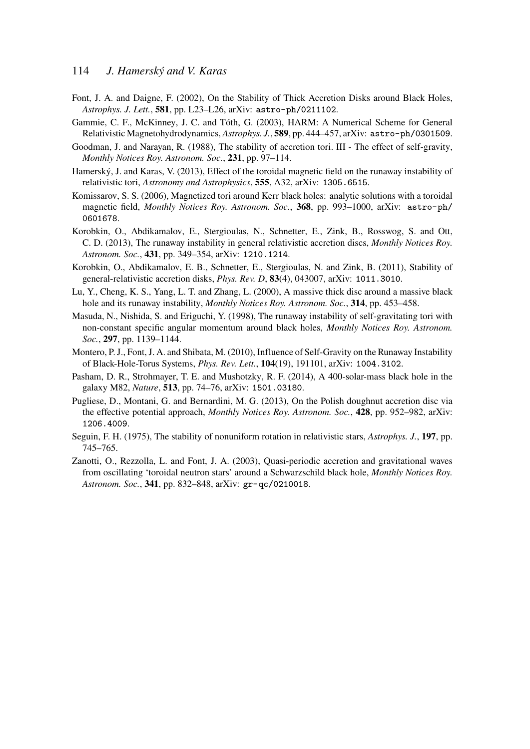Font, J. A. and Daigne, F. (2002), On the Stability of Thick Accretion Disks around Black Holes, *Astrophys. J. Lett.*, **581**, pp. L23–L26, arXiv: astro-ph/0211102.

Gammie, C. F., McKinney, J. C. and Tóth, G. (2003), HARM: A Numerical Scheme for General Relativistic Magnetohydrodynamics, *Astrophys. J.*, **589**, pp. 444–457, arXiv: astro-ph/0301509.

Goodman, J. and Narayan, R. (1988), The stability of accretion tori. III - The effect of self-gravity, *Monthly Notices Roy. Astronom. Soc.*, **231**, pp. 97–114.

Hamerský, J. and Karas, V. (2013), Effect of the toroidal magnetic field on the runaway instability of relativistic tori, *Astronomy and Astrophysics*, **555**, A32, arXiv: 1305.6515.

Komissarov, S. S. (2006), Magnetized tori around Kerr black holes: analytic solutions with a toroidal magnetic field, *Monthly Notices Roy. Astronom. Soc.*, **368**, pp. 993–1000, arXiv: astro-ph/0601678.

Korobkin, O., Abdikamalov, E., Stergioulas, N., Schnetter, E., Zink, B., Rosswog, S. and Ott, C. D. (2013), The runaway instability in general relativistic accretion discs, *Monthly Notices Roy. Astronom. Soc.*, **431**, pp. 349–354, arXiv: 1210.1214.

Korobkin, O., Abdikamalov, E. B., Schnetter, E., Stergioulas, N. and Zink, B. (2011), Stability of general-relativistic accretion disks, *Phys. Rev. D*, **83**(4), 043007, arXiv: 1011.3010.

Lu, Y., Cheng, K. S., Yang, L. T. and Zhang, L. (2000), A massive thick disc around a massive black hole and its runaway instability, *Monthly Notices Roy. Astronom. Soc.*, **314**, pp. 453–458.

Masuda, N., Nishida, S. and Eriguchi, Y. (1998), The runaway instability of self-gravitating tori with non-constant specific angular momentum around black holes, *Monthly Notices Roy. Astronom. Soc.*, **297**, pp. 1139–1144.

Montero, P. J., Font, J. A. and Shibata, M. (2010), Influence of Self-Gravity on the Runaway Instability of Black-Hole-Torus Systems, *Phys. Rev. Lett.*, **104**(19), 191101, arXiv: 1004.3102.

Pasham, D. R., Strohmayer, T. E. and Mushotzky, R. F. (2014), A 400-solar-mass black hole in the galaxy M82, *Nature*, **513**, pp. 74–76, arXiv: 1501.03180.

Pugliese, D., Montani, G. and Bernardini, M. G. (2013), On the Polish doughnut accretion disc via the effective potential approach, *Monthly Notices Roy. Astronom. Soc.*, **428**, pp. 952–982, arXiv: 1206.4009.

Seguin, F. H. (1975), The stability of nonuniform rotation in relativistic stars, *Astrophys. J.*, **197**, pp. 745–765.

Zanotti, O., Rezzolla, L. and Font, J. A. (2003), Quasi-periodic accretion and gravitational waves from oscillating 'toroidal neutron stars' around a Schwarzschild black hole, *Monthly Notices Roy. Astronom. Soc.*, **341**, pp. 832–848, arXiv: gr-qc/0210018.